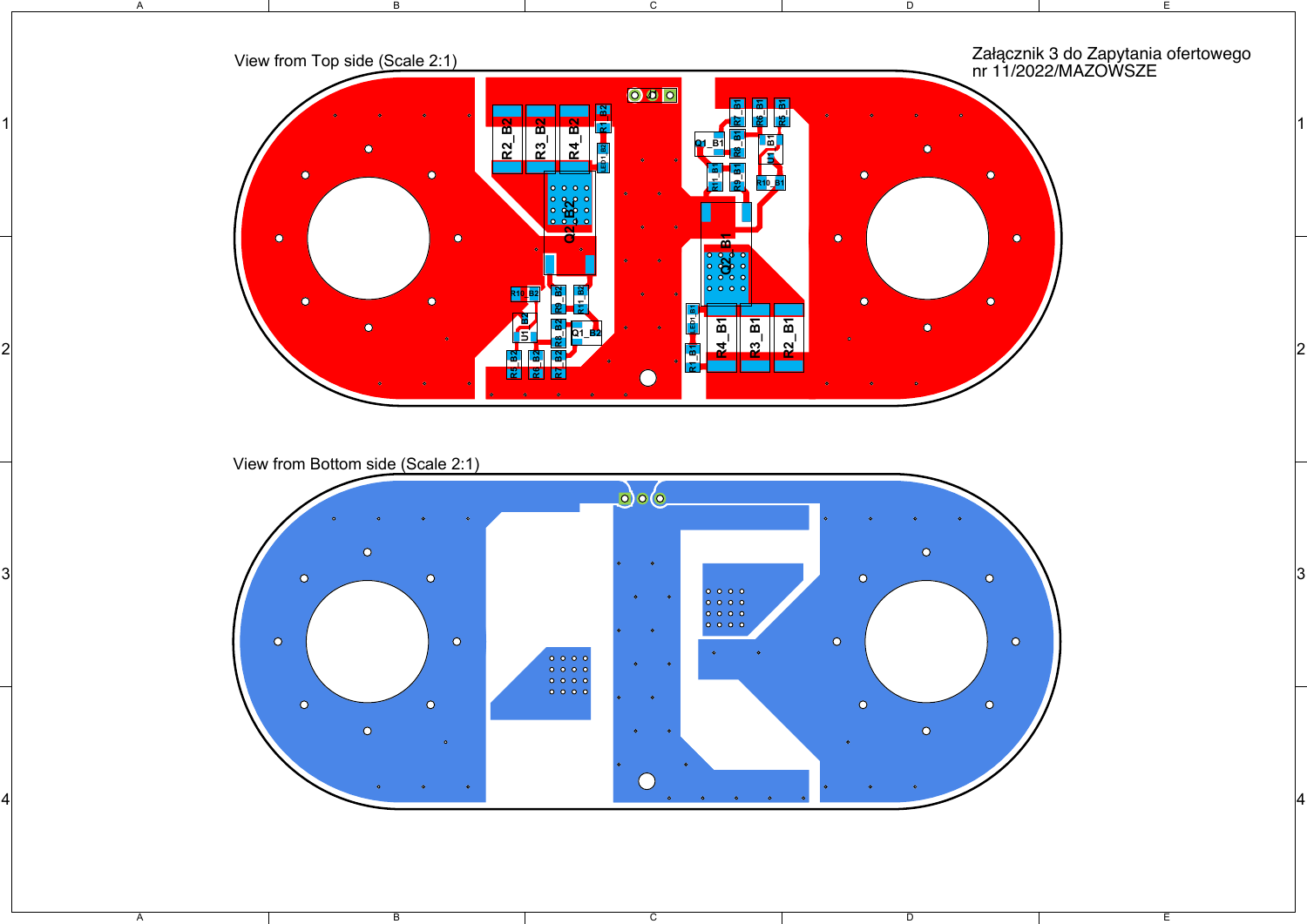Załącznik 3 do Zapytania ofertowego
nr 11/2022/MAZOWSZE

View from Top side (Scale 2:1)

View from Bottom side (Scale 2:1)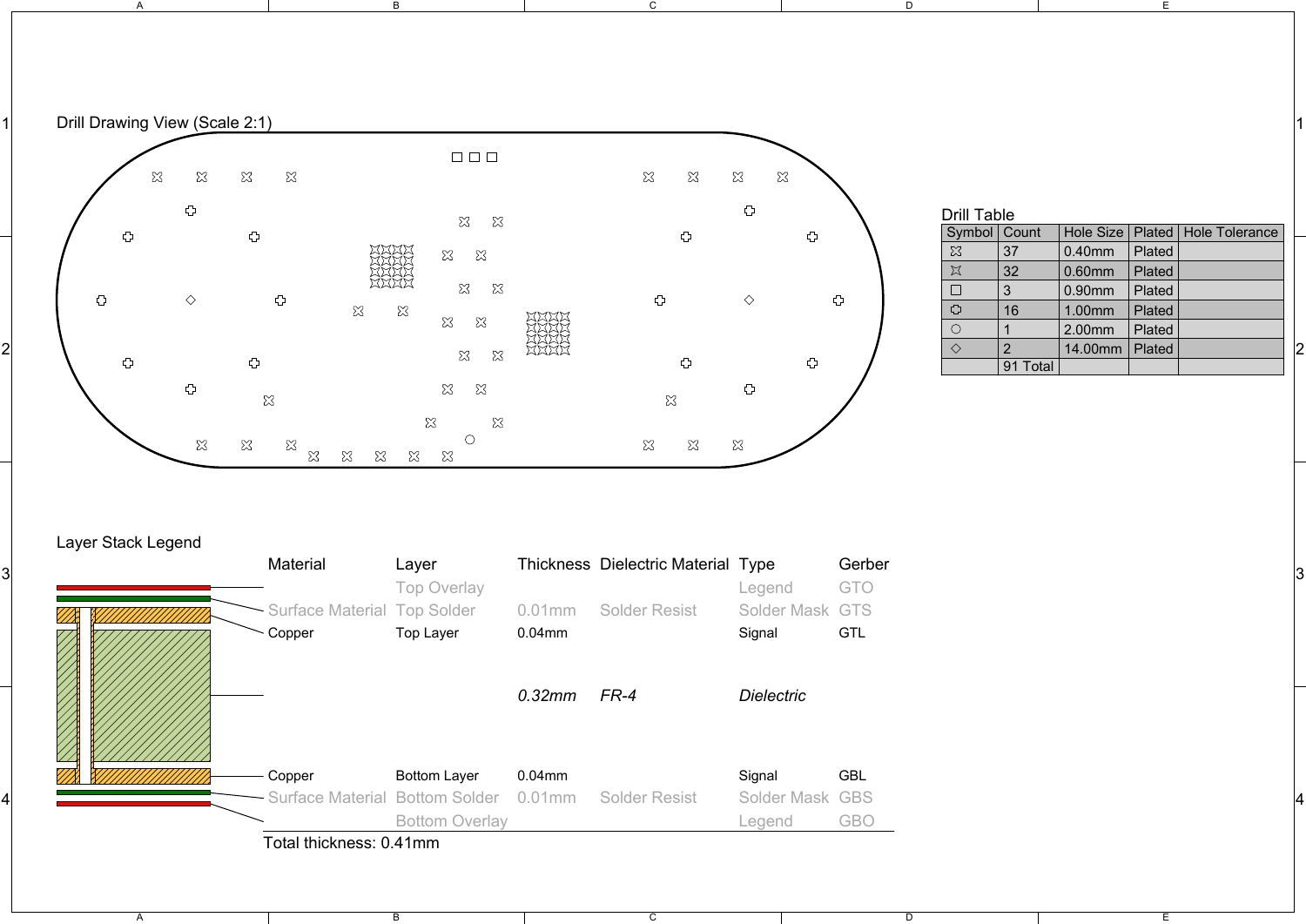## Drill Drawing View (Scale 2:1)

## Drill Table

| Symbol | Count | Hole Size | Plated | Hole Tolerance |
|---|---|---|---|---|
| ⌧ | 37 | 0.40mm | Plated | |
| ⌧ | 32 | 0.60mm | Plated | |
| □ | 3 | 0.90mm | Plated | |
| ✣ | 16 | 1.00mm | Plated | |
| ○ | 1 | 2.00mm | Plated | |
| ◇ | 2 | 14.00mm | Plated | |
| | 91 Total | | | |

## Layer Stack Legend

| Material | Layer | Thickness | Dielectric Material | Type | Gerber |
|---|---|---|---|---|---|
| | Top Overlay | | | Legend | GTO |
| Surface Material | Top Solder | 0.01mm | Solder Resist | Solder Mask | GTS |
| Copper | Top Layer | 0.04mm | | Signal | GTL |
| | | *0.32mm* | *FR-4* | *Dielectric* | |
| Copper | Bottom Layer | 0.04mm | | Signal | GBL |
| Surface Material | Bottom Solder | 0.01mm | Solder Resist | Solder Mask | GBS |
| | Bottom Overlay | | | Legend | GBO |

Total thickness: 0.41mm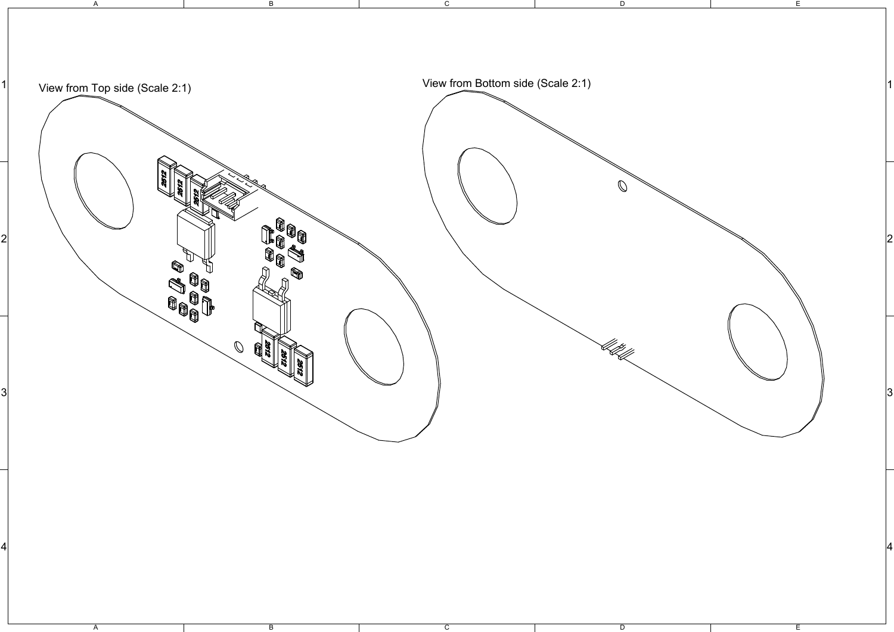View from Top side (Scale 2:1)

View from Bottom side (Scale 2:1)

2512

2512

2512

2512

2512

2512